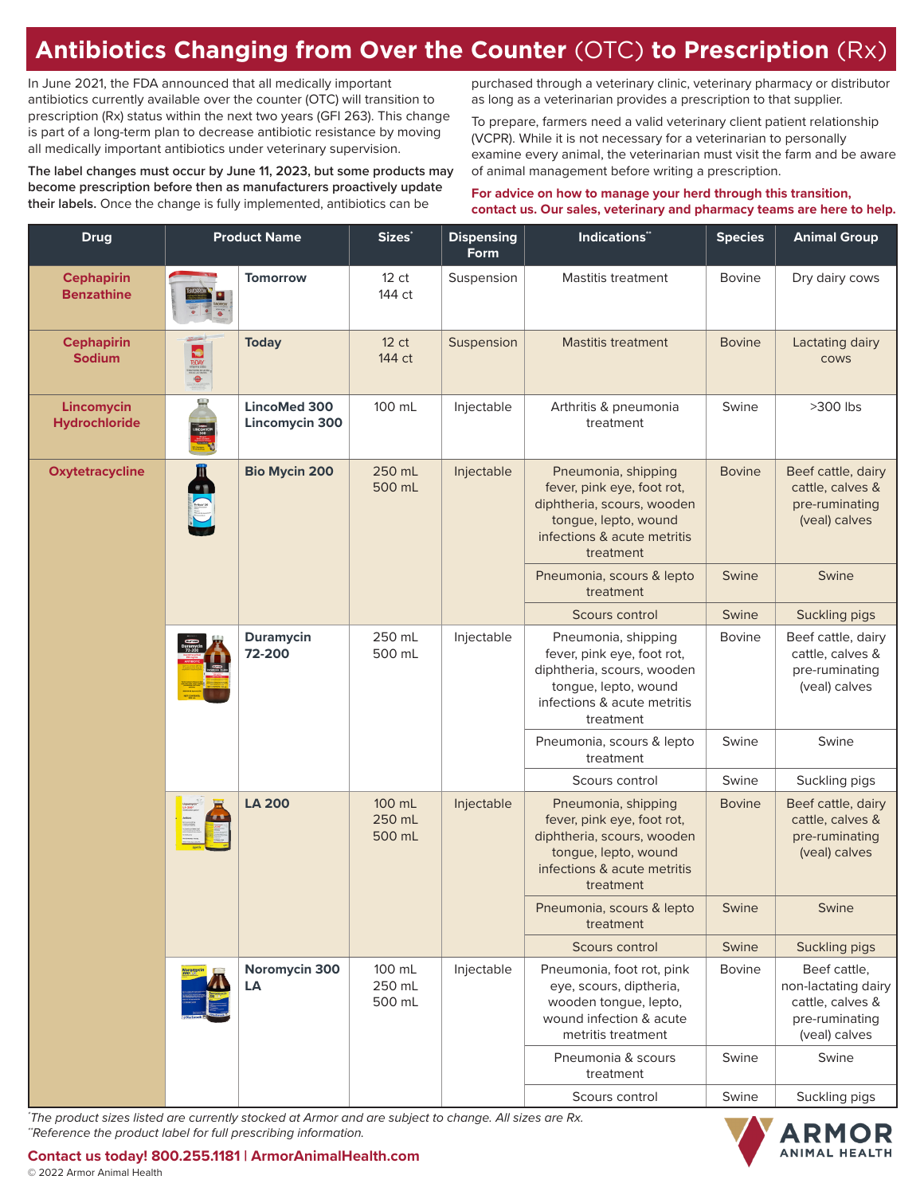# Antibiotics Changing from Over the Counter (OTC) to Prescription (Rx)

In June 2021, the FDA announced that all medically important antibiotics currently available over the counter (OTC) will transition to prescription (Rx) status within the next two years (GFI 263). This change is part of a long-term plan to decrease antibiotic resistance by moving all medically important antibiotics under veterinary supervision.

**The label changes must occur by June 11, 2023, but some products may become prescription before then as manufacturers proactively update their labels.** Once the change is fully implemented, antibiotics can be purchased through a veterinary clinic, veterinary pharmacy or distributor as long as a veterinarian provides a prescription to that supplier.

To prepare, farmers need a valid veterinary client patient relationship (VCPR). While it is not necessary for a veterinarian to personally examine every animal, the veterinarian must visit the farm and be aware of animal management before writing a prescription.

**For advice on how to manage your herd through this transition, contact us. Our sales, veterinary and pharmacy teams are here to help.**

| Drug | Product Name | Sizes* | Dispensing Form | Indications** | Species | Animal Group |
|---|---|---|---|---|---|---|
| **Cephapirin Benzathine** | **Tomorrow** | 12 ct<br>144 ct | Suspension | Mastitis treatment | Bovine | Dry dairy cows |
| **Cephapirin Sodium** | **Today** | 12 ct<br>144 ct | Suspension | Mastitis treatment | Bovine | Lactating dairy cows |
| **Lincomycin Hydrochloride** | **LincoMed 300<br>Lincomycin 300** | 100 mL | Injectable | Arthritis & pneumonia treatment | Swine | >300 lbs |
| **Oxytetracycline** | **Bio Mycin 200** | 250 mL<br>500 mL | Injectable | Pneumonia, shipping fever, pink eye, foot rot, diphtheria, scours, wooden tongue, lepto, wound infections & acute metritis treatment | Bovine | Beef cattle, dairy cattle, calves & pre-ruminating (veal) calves |
| | | | | Pneumonia, scours & lepto treatment | Swine | Swine |
| | | | | Scours control | Swine | Suckling pigs |
| | **Duramycin 72-200** | 250 mL<br>500 mL | Injectable | Pneumonia, shipping fever, pink eye, foot rot, diphtheria, scours, wooden tongue, lepto, wound infections & acute metritis treatment | Bovine | Beef cattle, dairy cattle, calves & pre-ruminating (veal) calves |
| | | | | Pneumonia, scours & lepto treatment | Swine | Swine |
| | | | | Scours control | Swine | Suckling pigs |
| | **LA 200** | 100 mL<br>250 mL<br>500 mL | Injectable | Pneumonia, shipping fever, pink eye, foot rot, diphtheria, scours, wooden tongue, lepto, wound infections & acute metritis treatment | Bovine | Beef cattle, dairy cattle, calves & pre-ruminating (veal) calves |
| | | | | Pneumonia, scours & lepto treatment | Swine | Swine |
| | | | | Scours control | Swine | Suckling pigs |
| | **Noromycin 300 LA** | 100 mL<br>250 mL<br>500 mL | Injectable | Pneumonia, foot rot, pink eye, scours, diptheria, wooden tongue, lepto, wound infection & acute metritis treatment | Bovine | Beef cattle, non-lactating dairy cattle, calves & pre-ruminating (veal) calves |
| | | | | Pneumonia & scours treatment | Swine | Swine |
| | | | | Scours control | Swine | Suckling pigs |

*\*The product sizes listed are currently stocked at Armor and are subject to change. All sizes are Rx.*
*\*\*Reference the product label for full prescribing information.*

**Contact us today! 800.255.1181 | ArmorAnimalHealth.com**

© 2022 Armor Animal Health

ARMOR ANIMAL HEALTH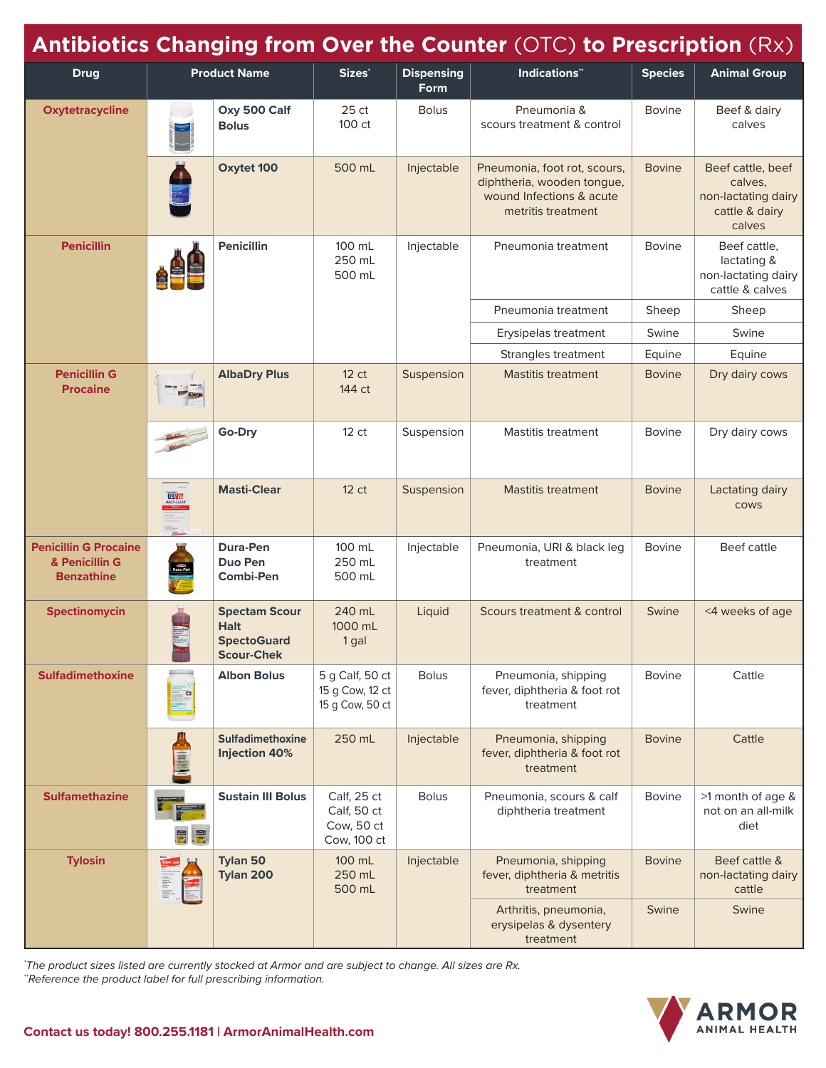# Antibiotics Changing from Over the Counter (OTC) to Prescription (Rx)

| Drug | Product Name | Sizes* | Dispensing Form | Indications** | Species | Animal Group |
|---|---|---|---|---|---|---|
| **Oxytetracycline** | **Oxy 500 Calf Bolus** | 25 ct<br>100 ct | Bolus | Pneumonia & scours treatment & control | Bovine | Beef & dairy calves |
| | **Oxytet 100** | 500 mL | Injectable | Pneumonia, foot rot, scours, diphtheria, wooden tongue, wound Infections & acute metritis treatment | Bovine | Beef cattle, beef calves, non-lactating dairy cattle & dairy calves |
| **Penicillin** | **Penicillin** | 100 mL<br>250 mL<br>500 mL | Injectable | Pneumonia treatment | Bovine | Beef cattle, lactating & non-lactating dairy cattle & calves |
| | | | | Pneumonia treatment | Sheep | Sheep |
| | | | | Erysipelas treatment | Swine | Swine |
| | | | | Strangles treatment | Equine | Equine |
| **Penicillin G Procaine** | **AlbaDry Plus** | 12 ct<br>144 ct | Suspension | Mastitis treatment | Bovine | Dry dairy cows |
| | **Go-Dry** | 12 ct | Suspension | Mastitis treatment | Bovine | Dry dairy cows |
| | **Masti-Clear** | 12 ct | Suspension | Mastitis treatment | Bovine | Lactating dairy cows |
| **Penicillin G Procaine & Penicillin G Benzathine** | **Dura-Pen**<br>**Duo Pen**<br>**Combi-Pen** | 100 mL<br>250 mL<br>500 mL | Injectable | Pneumonia, URI & black leg treatment | Bovine | Beef cattle |
| **Spectinomycin** | **Spectam Scour Halt**<br>**SpectoGuard Scour-Chek** | 240 mL<br>1000 mL<br>1 gal | Liquid | Scours treatment & control | Swine | <4 weeks of age |
| **Sulfadimethoxine** | **Albon Bolus** | 5 g Calf, 50 ct<br>15 g Cow, 12 ct<br>15 g Cow, 50 ct | Bolus | Pneumonia, shipping fever, diphtheria & foot rot treatment | Bovine | Cattle |
| | **Sulfadimethoxine Injection 40%** | 250 mL | Injectable | Pneumonia, shipping fever, diphtheria & foot rot treatment | Bovine | Cattle |
| **Sulfamethazine** | **Sustain III Bolus** | Calf, 25 ct<br>Calf, 50 ct<br>Cow, 50 ct<br>Cow, 100 ct | Bolus | Pneumonia, scours & calf diphtheria treatment | Bovine | >1 month of age & not on an all-milk diet |
| **Tylosin** | **Tylan 50**<br>**Tylan 200** | 100 mL<br>250 mL<br>500 mL | Injectable | Pneumonia, shipping fever, diphtheria & metritis treatment | Bovine | Beef cattle & non-lactating dairy cattle |
| | | | | Arthritis, pneumonia, erysipelas & dysentery treatment | Swine | Swine |

*The product sizes listed are currently stocked at Armor and are subject to change. All sizes are Rx.*
**Reference the product label for full prescribing information.*

**Contact us today! 800.255.1181 | ArmorAnimalHealth.com**

ARMOR ANIMAL HEALTH